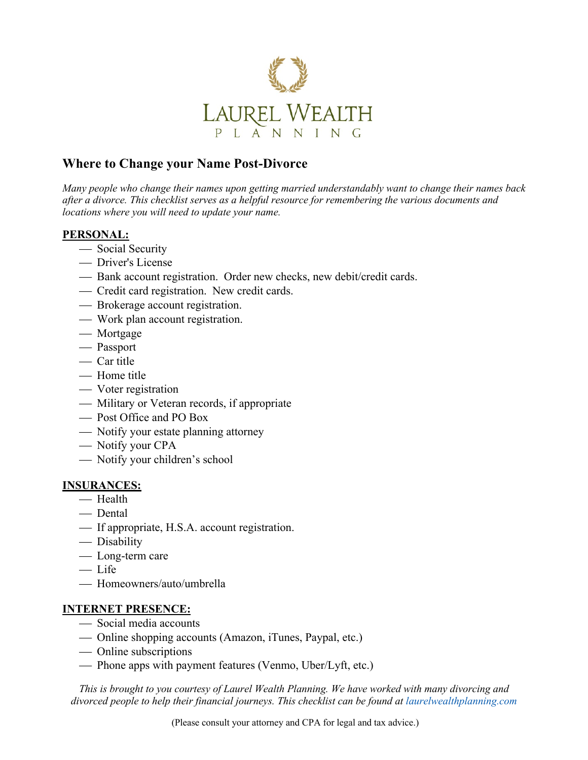LAUREL WEALTH

PLANNING

# Where to Change your Name Post-Divorce

*Many people who change their names upon getting married understandably want to change their names back after a divorce. This checklist serves as a helpful resource for remembering the various documents and locations where you will need to update your name.*

**PERSONAL:**

- Social Security
- Driver's License
- Bank account registration. Order new checks, new debit/credit cards.
- Credit card registration. New credit cards.
- Brokerage account registration.
- Work plan account registration.
- Mortgage
- Passport
- Car title
- Home title
- Voter registration
- Military or Veteran records, if appropriate
- Post Office and PO Box
- Notify your estate planning attorney
- Notify your CPA
- Notify your children's school

**INSURANCES:**

- Health
- Dental
- If appropriate, H.S.A. account registration.
- Disability
- Long-term care
- Life
- Homeowners/auto/umbrella

**INTERNET PRESENCE:**

- Social media accounts
- Online shopping accounts (Amazon, iTunes, Paypal, etc.)
- Online subscriptions
- Phone apps with payment features (Venmo, Uber/Lyft, etc.)

*This is brought to you courtesy of Laurel Wealth Planning. We have worked with many divorcing and divorced people to help their financial journeys. This checklist can be found at laurelwealthplanning.com*

(Please consult your attorney and CPA for legal and tax advice.)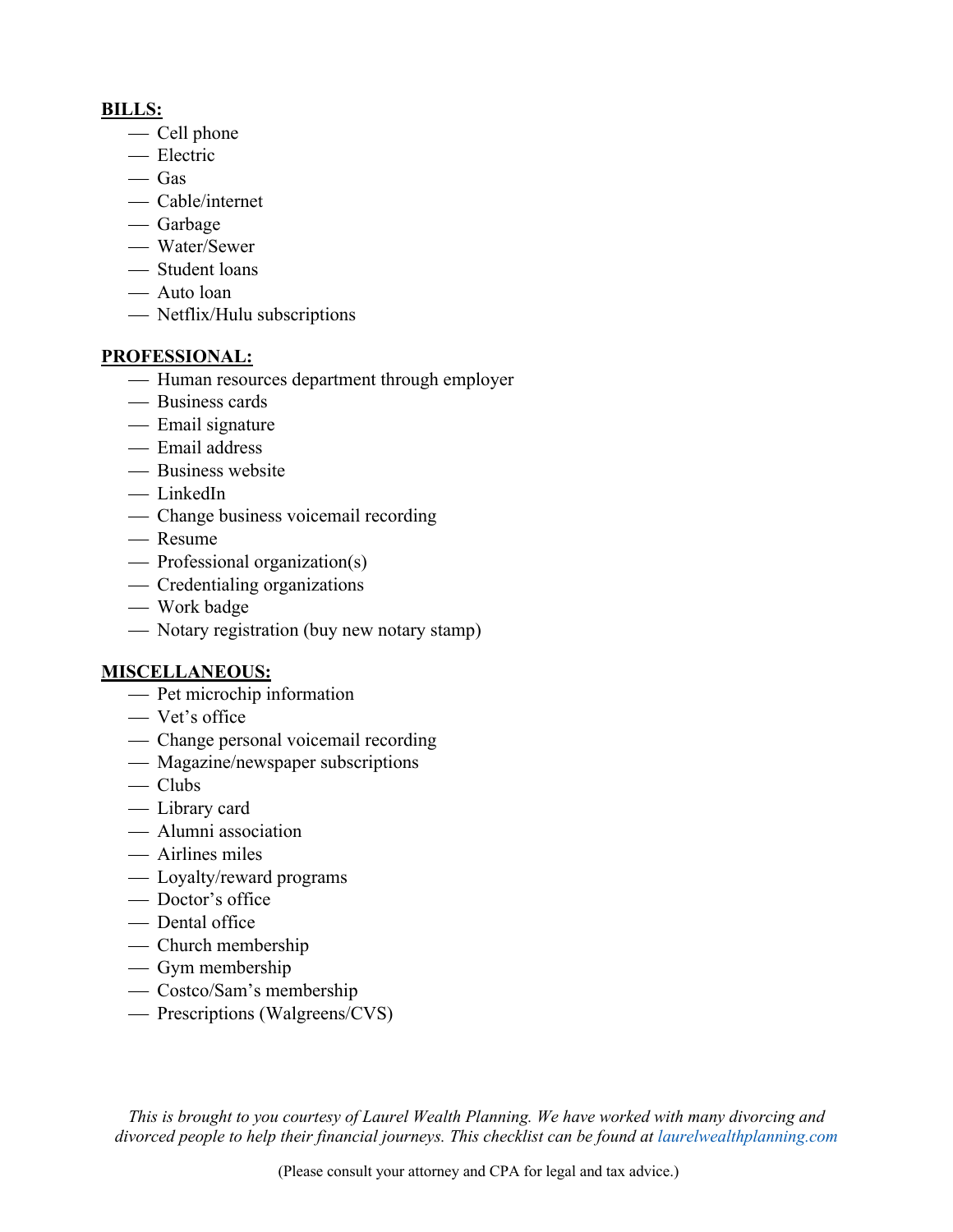**BILLS:**

- Cell phone
- Electric
- Gas
- Cable/internet
- Garbage
- Water/Sewer
- Student loans
- Auto loan
- Netflix/Hulu subscriptions

**PROFESSIONAL:**

- Human resources department through employer
- Business cards
- Email signature
- Email address
- Business website
- LinkedIn
- Change business voicemail recording
- Resume
- Professional organization(s)
- Credentialing organizations
- Work badge
- Notary registration (buy new notary stamp)

**MISCELLANEOUS:**

- Pet microchip information
- Vet's office
- Change personal voicemail recording
- Magazine/newspaper subscriptions
- Clubs
- Library card
- Alumni association
- Airlines miles
- Loyalty/reward programs
- Doctor's office
- Dental office
- Church membership
- Gym membership
- Costco/Sam's membership
- Prescriptions (Walgreens/CVS)

*This is brought to you courtesy of Laurel Wealth Planning. We have worked with many divorcing and divorced people to help their financial journeys. This checklist can be found at laurelwealthplanning.com*

(Please consult your attorney and CPA for legal and tax advice.)